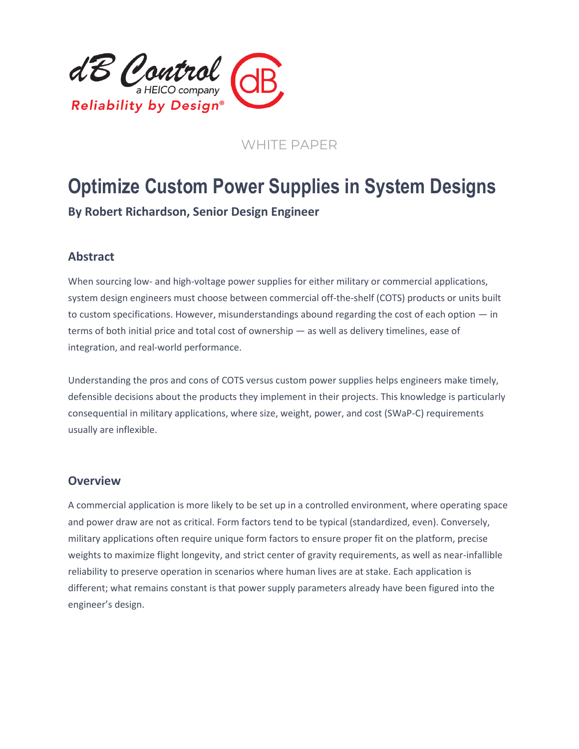dB Control
a HEICO company
Reliability by Design®

WHITE PAPER

# Optimize Custom Power Supplies in System Designs

**By Robert Richardson, Senior Design Engineer**

## Abstract

When sourcing low- and high-voltage power supplies for either military or commercial applications, system design engineers must choose between commercial off-the-shelf (COTS) products or units built to custom specifications. However, misunderstandings abound regarding the cost of each option — in terms of both initial price and total cost of ownership — as well as delivery timelines, ease of integration, and real-world performance.

Understanding the pros and cons of COTS versus custom power supplies helps engineers make timely, defensible decisions about the products they implement in their projects. This knowledge is particularly consequential in military applications, where size, weight, power, and cost (SWaP-C) requirements usually are inflexible.

## Overview

A commercial application is more likely to be set up in a controlled environment, where operating space and power draw are not as critical. Form factors tend to be typical (standardized, even). Conversely, military applications often require unique form factors to ensure proper fit on the platform, precise weights to maximize flight longevity, and strict center of gravity requirements, as well as near-infallible reliability to preserve operation in scenarios where human lives are at stake. Each application is different; what remains constant is that power supply parameters already have been figured into the engineer's design.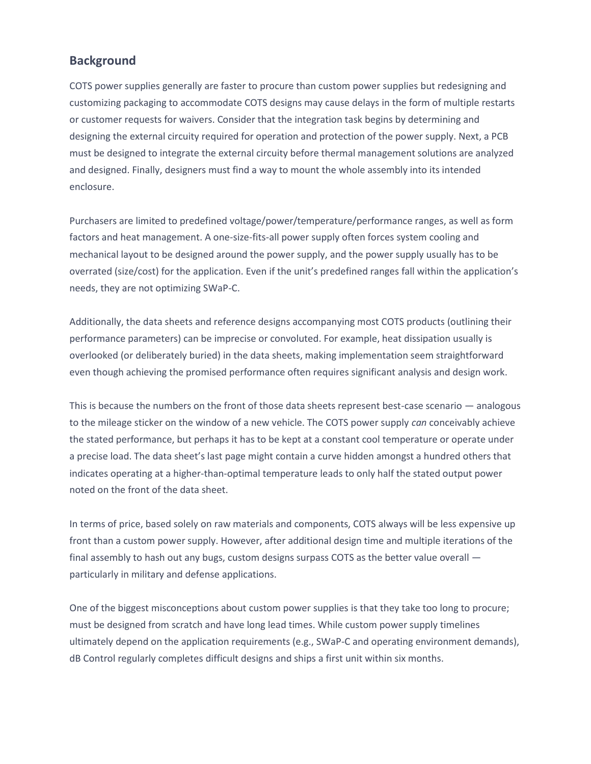## Background

COTS power supplies generally are faster to procure than custom power supplies but redesigning and customizing packaging to accommodate COTS designs may cause delays in the form of multiple restarts or customer requests for waivers. Consider that the integration task begins by determining and designing the external circuity required for operation and protection of the power supply. Next, a PCB must be designed to integrate the external circuity before thermal management solutions are analyzed and designed. Finally, designers must find a way to mount the whole assembly into its intended enclosure.

Purchasers are limited to predefined voltage/power/temperature/performance ranges, as well as form factors and heat management. A one-size-fits-all power supply often forces system cooling and mechanical layout to be designed around the power supply, and the power supply usually has to be overrated (size/cost) for the application. Even if the unit's predefined ranges fall within the application's needs, they are not optimizing SWaP-C.

Additionally, the data sheets and reference designs accompanying most COTS products (outlining their performance parameters) can be imprecise or convoluted. For example, heat dissipation usually is overlooked (or deliberately buried) in the data sheets, making implementation seem straightforward even though achieving the promised performance often requires significant analysis and design work.

This is because the numbers on the front of those data sheets represent best-case scenario — analogous to the mileage sticker on the window of a new vehicle. The COTS power supply *can* conceivably achieve the stated performance, but perhaps it has to be kept at a constant cool temperature or operate under a precise load. The data sheet's last page might contain a curve hidden amongst a hundred others that indicates operating at a higher-than-optimal temperature leads to only half the stated output power noted on the front of the data sheet.

In terms of price, based solely on raw materials and components, COTS always will be less expensive up front than a custom power supply. However, after additional design time and multiple iterations of the final assembly to hash out any bugs, custom designs surpass COTS as the better value overall — particularly in military and defense applications.

One of the biggest misconceptions about custom power supplies is that they take too long to procure; must be designed from scratch and have long lead times. While custom power supply timelines ultimately depend on the application requirements (e.g., SWaP-C and operating environment demands), dB Control regularly completes difficult designs and ships a first unit within six months.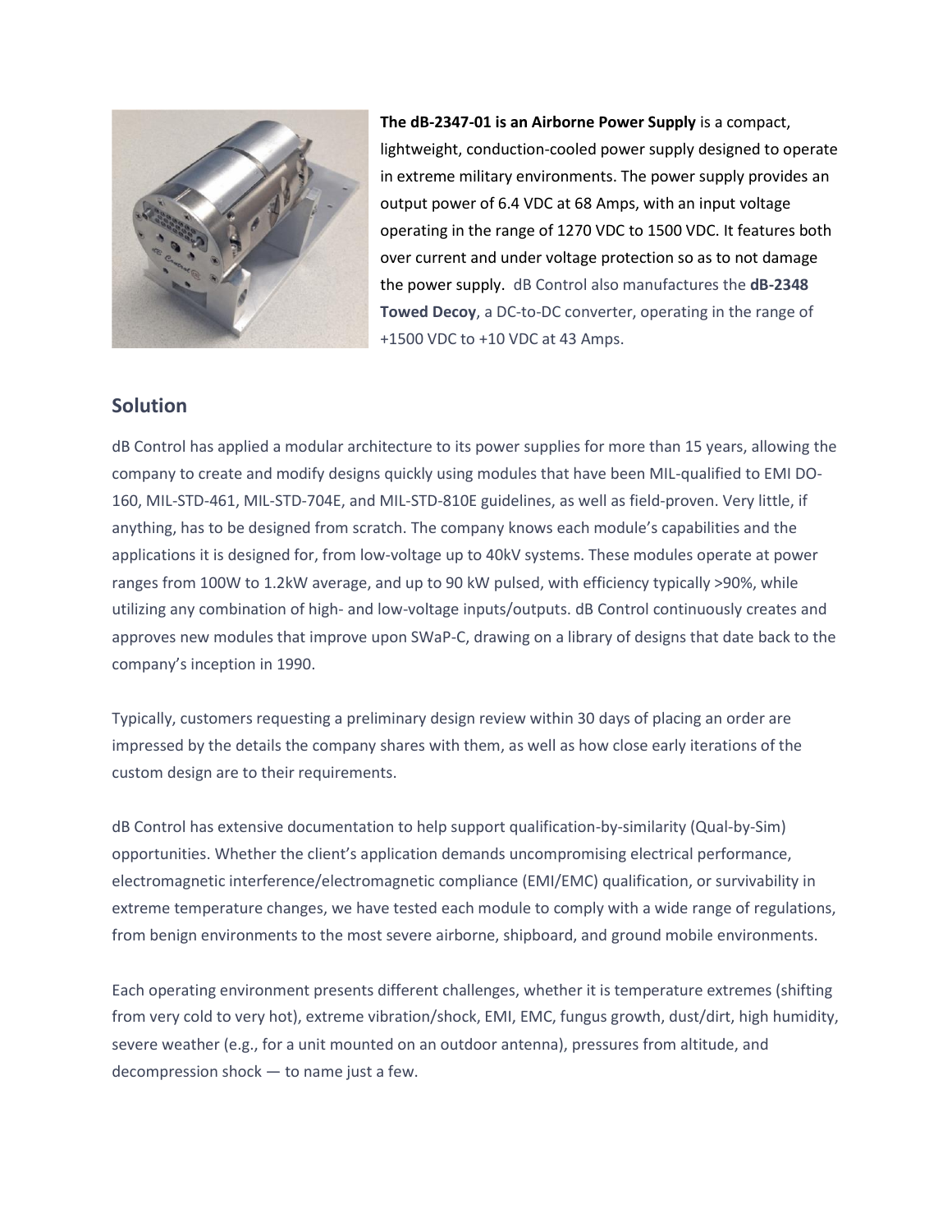**The dB-2347-01 is an Airborne Power Supply** is a compact, lightweight, conduction-cooled power supply designed to operate in extreme military environments. The power supply provides an output power of 6.4 VDC at 68 Amps, with an input voltage operating in the range of 1270 VDC to 1500 VDC. It features both over current and under voltage protection so as to not damage the power supply. dB Control also manufactures the **dB-2348 Towed Decoy**, a DC-to-DC converter, operating in the range of +1500 VDC to +10 VDC at 43 Amps.

## Solution

dB Control has applied a modular architecture to its power supplies for more than 15 years, allowing the company to create and modify designs quickly using modules that have been MIL-qualified to EMI DO-160, MIL-STD-461, MIL-STD-704E, and MIL-STD-810E guidelines, as well as field-proven. Very little, if anything, has to be designed from scratch. The company knows each module's capabilities and the applications it is designed for, from low-voltage up to 40kV systems. These modules operate at power ranges from 100W to 1.2kW average, and up to 90 kW pulsed, with efficiency typically >90%, while utilizing any combination of high- and low-voltage inputs/outputs. dB Control continuously creates and approves new modules that improve upon SWaP-C, drawing on a library of designs that date back to the company's inception in 1990.

Typically, customers requesting a preliminary design review within 30 days of placing an order are impressed by the details the company shares with them, as well as how close early iterations of the custom design are to their requirements.

dB Control has extensive documentation to help support qualification-by-similarity (Qual-by-Sim) opportunities. Whether the client's application demands uncompromising electrical performance, electromagnetic interference/electromagnetic compliance (EMI/EMC) qualification, or survivability in extreme temperature changes, we have tested each module to comply with a wide range of regulations, from benign environments to the most severe airborne, shipboard, and ground mobile environments.

Each operating environment presents different challenges, whether it is temperature extremes (shifting from very cold to very hot), extreme vibration/shock, EMI, EMC, fungus growth, dust/dirt, high humidity, severe weather (e.g., for a unit mounted on an outdoor antenna), pressures from altitude, and decompression shock — to name just a few.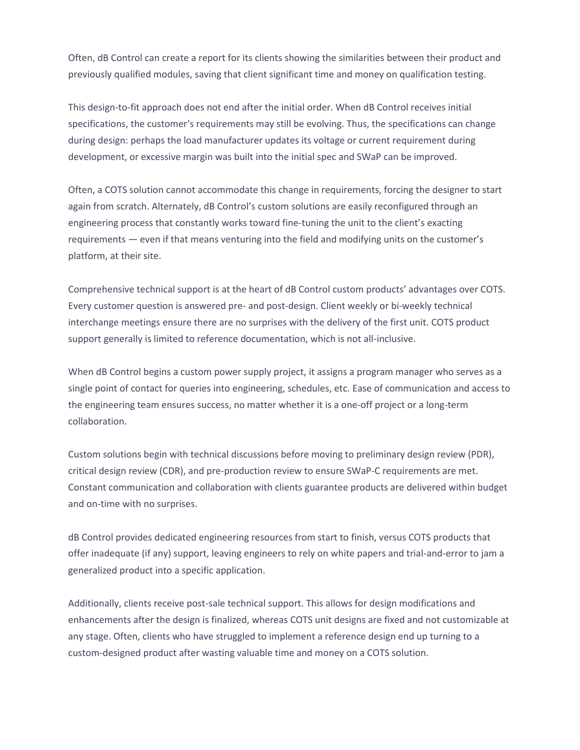Often, dB Control can create a report for its clients showing the similarities between their product and previously qualified modules, saving that client significant time and money on qualification testing.

This design-to-fit approach does not end after the initial order. When dB Control receives initial specifications, the customer's requirements may still be evolving. Thus, the specifications can change during design: perhaps the load manufacturer updates its voltage or current requirement during development, or excessive margin was built into the initial spec and SWaP can be improved.

Often, a COTS solution cannot accommodate this change in requirements, forcing the designer to start again from scratch. Alternately, dB Control's custom solutions are easily reconfigured through an engineering process that constantly works toward fine-tuning the unit to the client's exacting requirements — even if that means venturing into the field and modifying units on the customer's platform, at their site.

Comprehensive technical support is at the heart of dB Control custom products' advantages over COTS. Every customer question is answered pre- and post-design. Client weekly or bi-weekly technical interchange meetings ensure there are no surprises with the delivery of the first unit. COTS product support generally is limited to reference documentation, which is not all-inclusive.

When dB Control begins a custom power supply project, it assigns a program manager who serves as a single point of contact for queries into engineering, schedules, etc. Ease of communication and access to the engineering team ensures success, no matter whether it is a one-off project or a long-term collaboration.

Custom solutions begin with technical discussions before moving to preliminary design review (PDR), critical design review (CDR), and pre-production review to ensure SWaP-C requirements are met. Constant communication and collaboration with clients guarantee products are delivered within budget and on-time with no surprises.

dB Control provides dedicated engineering resources from start to finish, versus COTS products that offer inadequate (if any) support, leaving engineers to rely on white papers and trial-and-error to jam a generalized product into a specific application.

Additionally, clients receive post-sale technical support. This allows for design modifications and enhancements after the design is finalized, whereas COTS unit designs are fixed and not customizable at any stage. Often, clients who have struggled to implement a reference design end up turning to a custom-designed product after wasting valuable time and money on a COTS solution.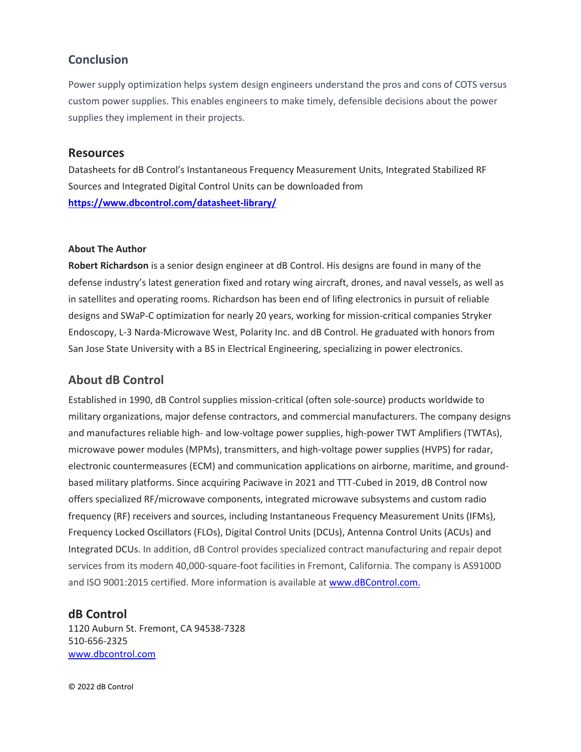## Conclusion

Power supply optimization helps system design engineers understand the pros and cons of COTS versus custom power supplies. This enables engineers to make timely, defensible decisions about the power supplies they implement in their projects.

## Resources

Datasheets for dB Control's Instantaneous Frequency Measurement Units, Integrated Stabilized RF Sources and Integrated Digital Control Units can be downloaded from **https://www.dbcontrol.com/datasheet-library/**

#### About The Author

**Robert Richardson** is a senior design engineer at dB Control. His designs are found in many of the defense industry's latest generation fixed and rotary wing aircraft, drones, and naval vessels, as well as in satellites and operating rooms. Richardson has been end of lifing electronics in pursuit of reliable designs and SWaP-C optimization for nearly 20 years, working for mission-critical companies Stryker Endoscopy, L-3 Narda-Microwave West, Polarity Inc. and dB Control. He graduated with honors from San Jose State University with a BS in Electrical Engineering, specializing in power electronics.

## About dB Control

Established in 1990, dB Control supplies mission-critical (often sole-source) products worldwide to military organizations, major defense contractors, and commercial manufacturers. The company designs and manufactures reliable high- and low-voltage power supplies, high-power TWT Amplifiers (TWTAs), microwave power modules (MPMs), transmitters, and high-voltage power supplies (HVPS) for radar, electronic countermeasures (ECM) and communication applications on airborne, maritime, and ground-based military platforms. Since acquiring Paciwave in 2021 and TTT-Cubed in 2019, dB Control now offers specialized RF/microwave components, integrated microwave subsystems and custom radio frequency (RF) receivers and sources, including Instantaneous Frequency Measurement Units (IFMs), Frequency Locked Oscillators (FLOs), Digital Control Units (DCUs), Antenna Control Units (ACUs) and Integrated DCUs. In addition, dB Control provides specialized contract manufacturing and repair depot services from its modern 40,000-square-foot facilities in Fremont, California. The company is AS9100D and ISO 9001:2015 certified. More information is available at www.dBControl.com.

## dB Control

1120 Auburn St. Fremont, CA 94538-7328
510-656-2325
www.dbcontrol.com

© 2022 dB Control